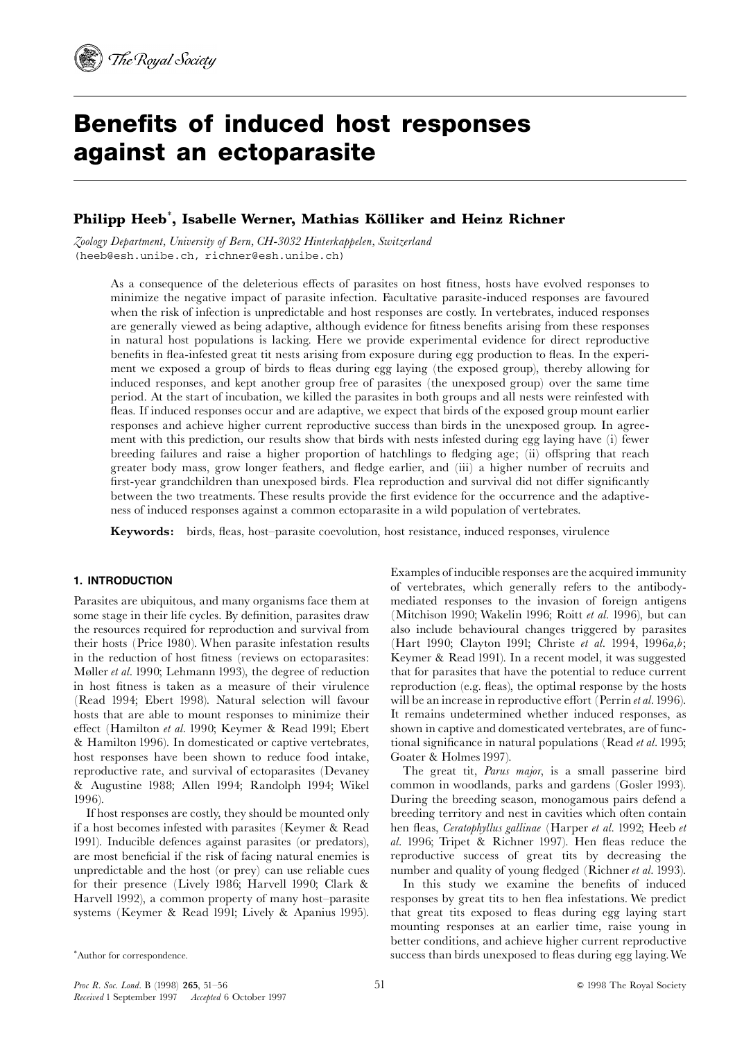# Benefits of induced host responses against an ectoparasite

**Philipp Heeb***, **Isabelle Werner**, **Mathias Kölliker and Heinz Richner**

*Zoology Department, University of Bern, CH-3032 Hinterkappelen, Switzerland*
(heeb@esh.unibe.ch, richner@esh.unibe.ch)

As a consequence of the deleterious effects of parasites on host fitness, hosts have evolved responses to minimize the negative impact of parasite infection. Facultative parasite-induced responses are favoured when the risk of infection is unpredictable and host responses are costly. In vertebrates, induced responses are generally viewed as being adaptive, although evidence for fitness benefits arising from these responses in natural host populations is lacking. Here we provide experimental evidence for direct reproductive benefits in flea-infested great tit nests arising from exposure during egg production to fleas. In the experiment we exposed a group of birds to fleas during egg laying (the exposed group), thereby allowing for induced responses, and kept another group free of parasites (the unexposed group) over the same time period. At the start of incubation, we killed the parasites in both groups and all nests were reinfested with fleas. If induced responses occur and are adaptive, we expect that birds of the exposed group mount earlier responses and achieve higher current reproductive success than birds in the unexposed group. In agreement with this prediction, our results show that birds with nests infested during egg laying have (i) fewer breeding failures and raise a higher proportion of hatchlings to fledging age; (ii) offspring that reach greater body mass, grow longer feathers, and fledge earlier, and (iii) a higher number of recruits and first-year grandchildren than unexposed birds. Flea reproduction and survival did not differ significantly between the two treatments. These results provide the first evidence for the occurrence and the adaptiveness of induced responses against a common ectoparasite in a wild population of vertebrates.

**Keywords:** birds, fleas, host–parasite coevolution, host resistance, induced responses, virulence

## 1. INTRODUCTION

Parasites are ubiquitous, and many organisms face them at some stage in their life cycles. By definition, parasites draw the resources required for reproduction and survival from their hosts (Price 1980). When parasite infestation results in the reduction of host fitness (reviews on ectoparasites: Møller *et al.* 1990; Lehmann 1993), the degree of reduction in host fitness is taken as a measure of their virulence (Read 1994; Ebert 1998). Natural selection will favour hosts that are able to mount responses to minimize their effect (Hamilton *et al.* 1990; Keymer & Read 1991; Ebert & Hamilton 1996). In domesticated or captive vertebrates, host responses have been shown to reduce food intake, reproductive rate, and survival of ectoparasites (Devaney & Augustine 1988; Allen 1994; Randolph 1994; Wikel 1996).

If host responses are costly, they should be mounted only if a host becomes infested with parasites (Keymer & Read 1991). Inducible defences against parasites (or predators), are most beneficial if the risk of facing natural enemies is unpredictable and the host (or prey) can use reliable cues for their presence (Lively 1986; Harvell 1990; Clark & Harvell 1992), a common property of many host–parasite systems (Keymer & Read 1991; Lively & Apanius 1995).

Examples of inducible responses are the acquired immunity of vertebrates, which generally refers to the antibody-mediated responses to the invasion of foreign antigens (Mitchison 1990; Wakelin 1996; Roitt *et al.* 1996), but can also include behavioural changes triggered by parasites (Hart 1990; Clayton 1991; Christe *et al.* 1994, 1996*a*,*b*; Keymer & Read 1991). In a recent model, it was suggested that for parasites that have the potential to reduce current reproduction (e.g. fleas), the optimal response by the hosts will be an increase in reproductive effort (Perrin *et al.* 1996). It remains undetermined whether induced responses, as shown in captive and domesticated vertebrates, are of functional significance in natural populations (Read *et al.* 1995; Goater & Holmes 1997).

The great tit, *Parus major*, is a small passerine bird common in woodlands, parks and gardens (Gosler 1993). During the breeding season, monogamous pairs defend a breeding territory and nest in cavities which often contain hen fleas, *Ceratophyllus gallinae* (Harper *et al.* 1992; Heeb *et al.* 1996; Tripet & Richner 1997). Hen fleas reduce the reproductive success of great tits by decreasing the number and quality of young fledged (Richner *et al.* 1993).

In this study we examine the benefits of induced responses by great tits to hen flea infestations. We predict that great tits exposed to fleas during egg laying start mounting responses at an earlier time, raise young in better conditions, and achieve higher current reproductive success than birds unexposed to fleas during egg laying. We

*Author for correspondence.

*Received* 1 September 1997 *Accepted* 6 October 1997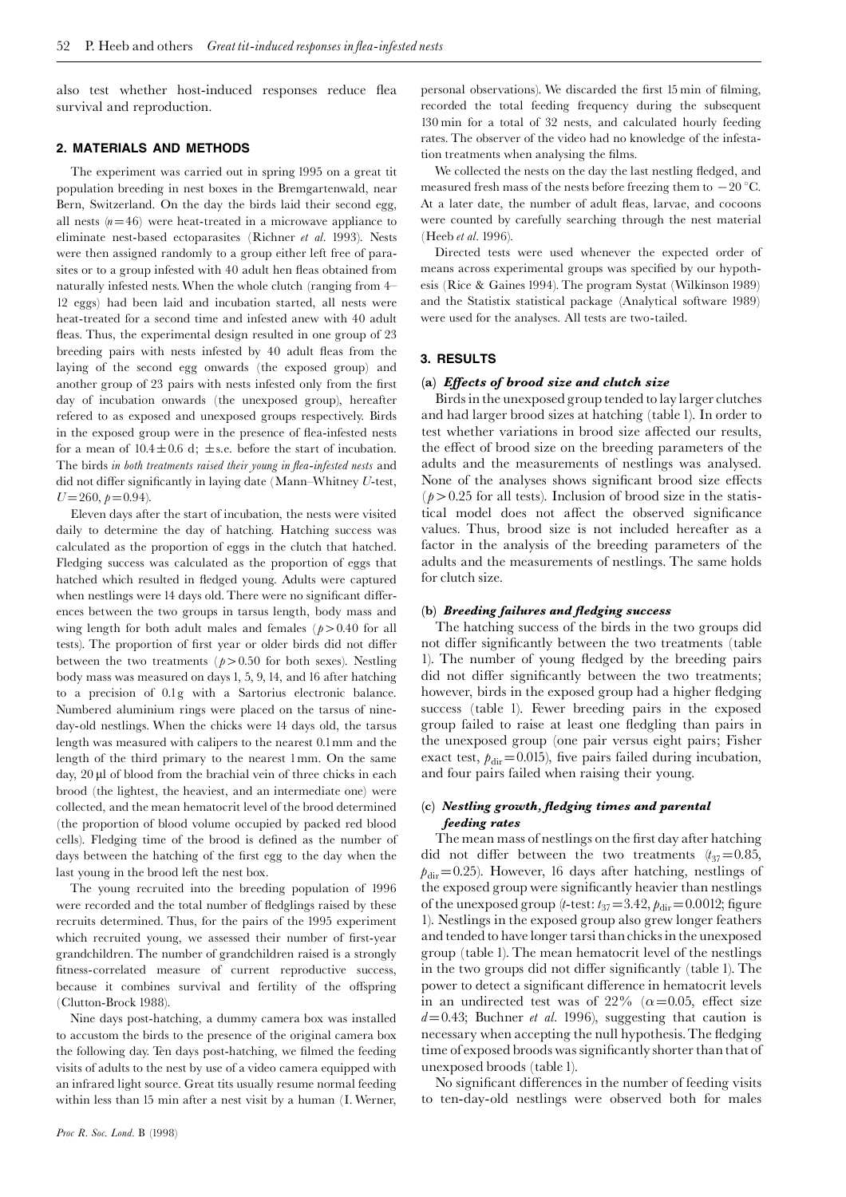also test whether host-induced responses reduce flea survival and reproduction.

## 2. MATERIALS AND METHODS

The experiment was carried out in spring 1995 on a great tit population breeding in nest boxes in the Bremgartenwald, near Bern, Switzerland. On the day the birds laid their second egg, all nests ($n=46$) were heat-treated in a microwave appliance to eliminate nest-based ectoparasites (Richner *et al*. 1993). Nests were then assigned randomly to a group either left free of parasites or to a group infested with 40 adult hen fleas obtained from naturally infested nests. When the whole clutch (ranging from 4–12 eggs) had been laid and incubation started, all nests were heat-treated for a second time and infested anew with 40 adult fleas. Thus, the experimental design resulted in one group of 23 breeding pairs with nests infested by 40 adult fleas from the laying of the second egg onwards (the exposed group) and another group of 23 pairs with nests infested only from the first day of incubation onwards (the unexposed group), hereafter refered to as exposed and unexposed groups respectively. Birds in the exposed group were in the presence of flea-infested nests for a mean of $10.4 \pm 0.6$ d; $\pm$s.e. before the start of incubation. The birds *in both treatments raised their young in flea-infested nests* and did not differ significantly in laying date (Mann–Whitney *U*-test, $U=260$, $p=0.94$).

Eleven days after the start of incubation, the nests were visited daily to determine the day of hatching. Hatching success was calculated as the proportion of eggs in the clutch that hatched. Fledging success was calculated as the proportion of eggs that hatched which resulted in fledged young. Adults were captured when nestlings were 14 days old. There were no significant differences between the two groups in tarsus length, body mass and wing length for both adult males and females ($p>0.40$ for all tests). The proportion of first year or older birds did not differ between the two treatments ($p>0.50$ for both sexes). Nestling body mass was measured on days 1, 5, 9, 14, and 16 after hatching to a precision of 0.1 g with a Sartorius electronic balance. Numbered aluminium rings were placed on the tarsus of nine-day-old nestlings. When the chicks were 14 days old, the tarsus length was measured with calipers to the nearest 0.1 mm and the length of the third primary to the nearest 1 mm. On the same day, 20 µl of blood from the brachial vein of three chicks in each brood (the lightest, the heaviest, and an intermediate one) were collected, and the mean hematocrit level of the brood determined (the proportion of blood volume occupied by packed red blood cells). Fledging time of the brood is defined as the number of days between the hatching of the first egg to the day when the last young in the brood left the nest box.

The young recruited into the breeding population of 1996 were recorded and the total number of fledglings raised by these recruits determined. Thus, for the pairs of the 1995 experiment which recruited young, we assessed their number of first-year grandchildren. The number of grandchildren raised is a strongly fitness-correlated measure of current reproductive success, because it combines survival and fertility of the offspring (Clutton-Brock 1988).

Nine days post-hatching, a dummy camera box was installed to accustom the birds to the presence of the original camera box the following day. Ten days post-hatching, we filmed the feeding visits of adults to the nest by use of a video camera equipped with an infrared light source. Great tits usually resume normal feeding within less than 15 min after a nest visit by a human (I. Werner, personal observations). We discarded the first 15 min of filming, recorded the total feeding frequency during the subsequent 130 min for a total of 32 nests, and calculated hourly feeding rates. The observer of the video had no knowledge of the infestation treatments when analysing the films.

We collected the nests on the day the last nestling fledged, and measured fresh mass of the nests before freezing them to $-20$ °C. At a later date, the number of adult fleas, larvae, and cocoons were counted by carefully searching through the nest material (Heeb *et al*. 1996).

Directed tests were used whenever the expected order of means across experimental groups was specified by our hypothesis (Rice & Gaines 1994). The program Systat (Wilkinson 1989) and the Statistix statistical package (Analytical software 1989) were used for the analyses. All tests are two-tailed.

## 3. RESULTS

### (a) *Effects of brood size and clutch size*

Birds in the unexposed group tended to lay larger clutches and had larger brood sizes at hatching (table 1). In order to test whether variations in brood size affected our results, the effect of brood size on the breeding parameters of the adults and the measurements of nestlings was analysed. None of the analyses shows significant brood size effects ($p>0.25$ for all tests). Inclusion of brood size in the statistical model does not affect the observed significance values. Thus, brood size is not included hereafter as a factor in the analysis of the breeding parameters of the adults and the measurements of nestlings. The same holds for clutch size.

### (b) *Breeding failures and fledging success*

The hatching success of the birds in the two groups did not differ significantly between the two treatments (table 1). The number of young fledged by the breeding pairs did not differ significantly between the two treatments; however, birds in the exposed group had a higher fledging success (table 1). Fewer breeding pairs in the exposed group failed to raise at least one fledgling than pairs in the unexposed group (one pair versus eight pairs; Fisher exact test, $p_{\mathrm{dir}}=0.015$), five pairs failed during incubation, and four pairs failed when raising their young.

### (c) *Nestling growth, fledging times and parental feeding rates*

The mean mass of nestlings on the first day after hatching did not differ between the two treatments ($t_{37}=0.85$, $p_{\mathrm{dir}}=0.25$). However, 16 days after hatching, nestlings of the exposed group were significantly heavier than nestlings of the unexposed group (*t*-test: $t_{37}=3.42$, $p_{\mathrm{dir}}=0.0012$; figure 1). Nestlings in the exposed group also grew longer feathers and tended to have longer tarsi than chicks in the unexposed group (table 1). The mean hematocrit level of the nestlings in the two groups did not differ significantly (table 1). The power to detect a significant difference in hematocrit levels in an undirected test was of 22% ($\alpha=0.05$, effect size $d=0.43$; Buchner *et al*. 1996), suggesting that caution is necessary when accepting the null hypothesis. The fledging time of exposed broods was significantly shorter than that of unexposed broods (table 1).

No significant differences in the number of feeding visits to ten-day-old nestlings were observed both for males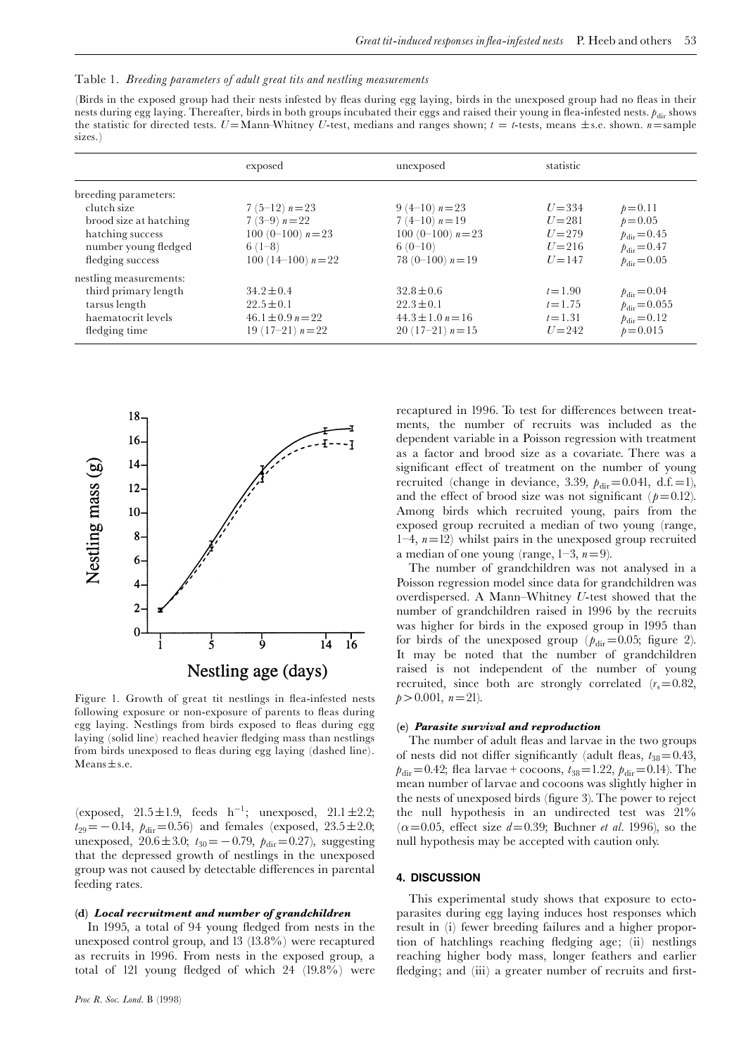Table 1. *Breeding parameters of adult great tits and nestling measurements*

(Birds in the exposed group had their nests infested by fleas during egg laying, birds in the unexposed group had no fleas in their nests during egg laying. Thereafter, birds in both groups incubated their eggs and raised their young in flea-infested nests. $p_{dir}$ shows the statistic for directed tests. $U$=Mann–Whitney $U$-test, medians and ranges shown; $t$ = $t$-tests, means ±s.e. shown. $n$=sample sizes.)

| | exposed | unexposed | statistic | |
|---|---|---|---|---|
| breeding parameters: | | | | |
| clutch size | 7 (5–12) $n$=23 | 9 (4–10) $n$=23 | $U$=334 | $p$=0.11 |
| brood size at hatching | 7 (3–9) $n$=22 | 7 (4–10) $n$=19 | $U$=281 | $p$=0.05 |
| hatching success | 100 (0–100) $n$=23 | 100 (0–100) $n$=23 | $U$=279 | $p_{dir}$=0.45 |
| number young fledged | 6 (1–8) | 6 (0–10) | $U$=216 | $p_{dir}$=0.47 |
| fledging success | 100 (14–100) $n$=22 | 78 (0–100) $n$=19 | $U$=147 | $p_{dir}$=0.05 |
| nestling measurements: | | | | |
| third primary length | 34.2±0.4 | 32.8±0.6 | $t$=1.90 | $p_{dir}$=0.04 |
| tarsus length | 22.5±0.1 | 22.3±0.1 | $t$=1.75 | $p_{dir}$=0.055 |
| haematocrit levels | 46.1±0.9 $n$=22 | 44.3±1.0 $n$=16 | $t$=1.31 | $p_{dir}$=0.12 |
| fledging time | 19 (17–21) $n$=22 | 20 (17–21) $n$=15 | $U$=242 | $p$=0.015 |

Figure 1. Growth of great tit nestlings in flea-infested nests following exposure or non-exposure of parents to fleas during egg laying. Nestlings from birds exposed to fleas during egg laying (solid line) reached heavier fledging mass than nestlings from birds unexposed to fleas during egg laying (dashed line). Means±s.e.

(exposed, 21.5±1.9, feeds h$^{-1}$; unexposed, 21.1±2.2; $t_{29}$=−0.14, $p_{dir}$=0.56) and females (exposed, 23.5±2.0; unexposed, 20.6±3.0; $t_{30}$=−0.79, $p_{dir}$=0.27), suggesting that the depressed growth of nestlings in the unexposed group was not caused by detectable differences in parental feeding rates.

#### (d) *Local recruitment and number of grandchildren*

In 1995, a total of 94 young fledged from nests in the unexposed control group, and 13 (13.8%) were recaptured as recruits in 1996. From nests in the exposed group, a total of 121 young fledged of which 24 (19.8%) were recaptured in 1996. To test for differences between treatments, the number of recruits was included as the dependent variable in a Poisson regression with treatment as a factor and brood size as a covariate. There was a significant effect of treatment on the number of young recruited (change in deviance, 3.39, $p_{dir}$=0.041, d.f.=1), and the effect of brood size was not significant ($p$=0.12). Among birds which recruited young, pairs from the exposed group recruited a median of two young (range, 1–4, $n$=12) whilst pairs in the unexposed group recruited a median of one young (range, 1–3, $n$=9).

The number of grandchildren was not analysed in a Poisson regression model since data for grandchildren was overdispersed. A Mann–Whitney $U$-test showed that the number of grandchildren raised in 1996 by the recruits was higher for birds in the exposed group in 1995 than for birds of the unexposed group ($p_{dir}$=0.05; figure 2). It may be noted that the number of grandchildren raised is not independent of the number of young recruited, since both are strongly correlated ($r_s$=0.82, $p$>0.001, $n$=21).

#### (e) *Parasite survival and reproduction*

The number of adult fleas and larvae in the two groups of nests did not differ significantly (adult fleas, $t_{38}$=0.43, $p_{dir}$=0.42; flea larvae+cocoons, $t_{38}$=1.22, $p_{dir}$=0.14). The mean number of larvae and cocoons was slightly higher in the nests of unexposed birds (figure 3). The power to reject the null hypothesis in an undirected test was 21% ($\alpha$=0.05, effect size $d$=0.39; Buchner *et al.* 1996), so the null hypothesis may be accepted with caution only.

## 4. DISCUSSION

This experimental study shows that exposure to ectoparasites during egg laying induces host responses which result in (i) fewer breeding failures and a higher proportion of hatchlings reaching fledging age; (ii) nestlings reaching higher body mass, longer feathers and earlier fledging; and (iii) a greater number of recruits and first-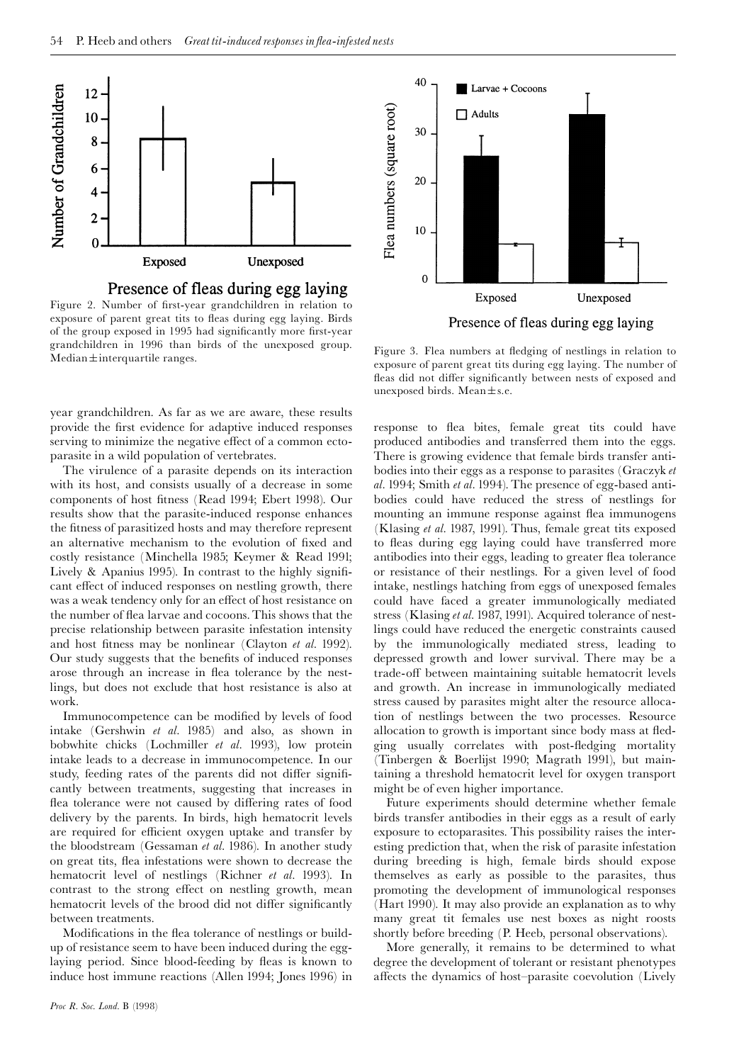Figure 2. Number of first-year grandchildren in relation to exposure of parent great tits to fleas during egg laying. Birds of the group exposed in 1995 had significantly more first-year grandchildren in 1996 than birds of the unexposed group. Median ± interquartile ranges.

Figure 3. Flea numbers at fledging of nestlings in relation to exposure of parent great tits during egg laying. The number of fleas did not differ significantly between nests of exposed and unexposed birds. Mean ± s.e.

year grandchildren. As far as we are aware, these results provide the first evidence for adaptive induced responses serving to minimize the negative effect of a common ectoparasite in a wild population of vertebrates.

The virulence of a parasite depends on its interaction with its host, and consists usually of a decrease in some components of host fitness (Read 1994; Ebert 1998). Our results show that the parasite-induced response enhances the fitness of parasitized hosts and may therefore represent an alternative mechanism to the evolution of fixed and costly resistance (Minchella 1985; Keymer & Read 1991; Lively & Apanius 1995). In contrast to the highly significant effect of induced responses on nestling growth, there was a weak tendency only for an effect of host resistance on the number of flea larvae and cocoons. This shows that the precise relationship between parasite infestation intensity and host fitness may be nonlinear (Clayton *et al.* 1992). Our study suggests that the benefits of induced responses arose through an increase in flea tolerance by the nestlings, but does not exclude that host resistance is also at work.

Immunocompetence can be modified by levels of food intake (Gershwin *et al.* 1985) and also, as shown in bobwhite chicks (Lochmiller *et al.* 1993), low protein intake leads to a decrease in immunocompetence. In our study, feeding rates of the parents did not differ significantly between treatments, suggesting that increases in flea tolerance were not caused by differing rates of food delivery by the parents. In birds, high hematocrit levels are required for efficient oxygen uptake and transfer by the bloodstream (Gessaman *et al.* 1986). In another study on great tits, flea infestations were shown to decrease the hematocrit level of nestlings (Richner *et al.* 1993). In contrast to the strong effect on nestling growth, mean hematocrit levels of the brood did not differ significantly between treatments.

Modifications in the flea tolerance of nestlings or build-up of resistance seem to have been induced during the egg-laying period. Since blood-feeding by fleas is known to induce host immune reactions (Allen 1994; Jones 1996) in response to flea bites, female great tits could have produced antibodies and transferred them into the eggs. There is growing evidence that female birds transfer antibodies into their eggs as a response to parasites (Graczyk *et al.* 1994; Smith *et al.* 1994). The presence of egg-based antibodies could have reduced the stress of nestlings for mounting an immune response against flea immunogens (Klasing *et al.* 1987, 1991). Thus, female great tits exposed to fleas during egg laying could have transferred more antibodies into their eggs, leading to greater flea tolerance or resistance of their nestlings. For a given level of food intake, nestlings hatching from eggs of unexposed females could have faced a greater immunologically mediated stress (Klasing *et al.* 1987, 1991). Acquired tolerance of nestlings could have reduced the energetic constraints caused by the immunologically mediated stress, leading to depressed growth and lower survival. There may be a trade-off between maintaining suitable hematocrit levels and growth. An increase in immunologically mediated stress caused by parasites might alter the resource allocation of nestlings between the two processes. Resource allocation to growth is important since body mass at fledging usually correlates with post-fledging mortality (Tinbergen & Boerlijst 1990; Magrath 1991), but maintaining a threshold hematocrit level for oxygen transport might be of even higher importance.

Future experiments should determine whether female birds transfer antibodies in their eggs as a result of early exposure to ectoparasites. This possibility raises the interesting prediction that, when the risk of parasite infestation during breeding is high, female birds should expose themselves as early as possible to the parasites, thus promoting the development of immunological responses (Hart 1990). It may also provide an explanation as to why many great tit females use nest boxes as night roosts shortly before breeding (P. Heeb, personal observations).

More generally, it remains to be determined to what degree the development of tolerant or resistant phenotypes affects the dynamics of host–parasite coevolution (Lively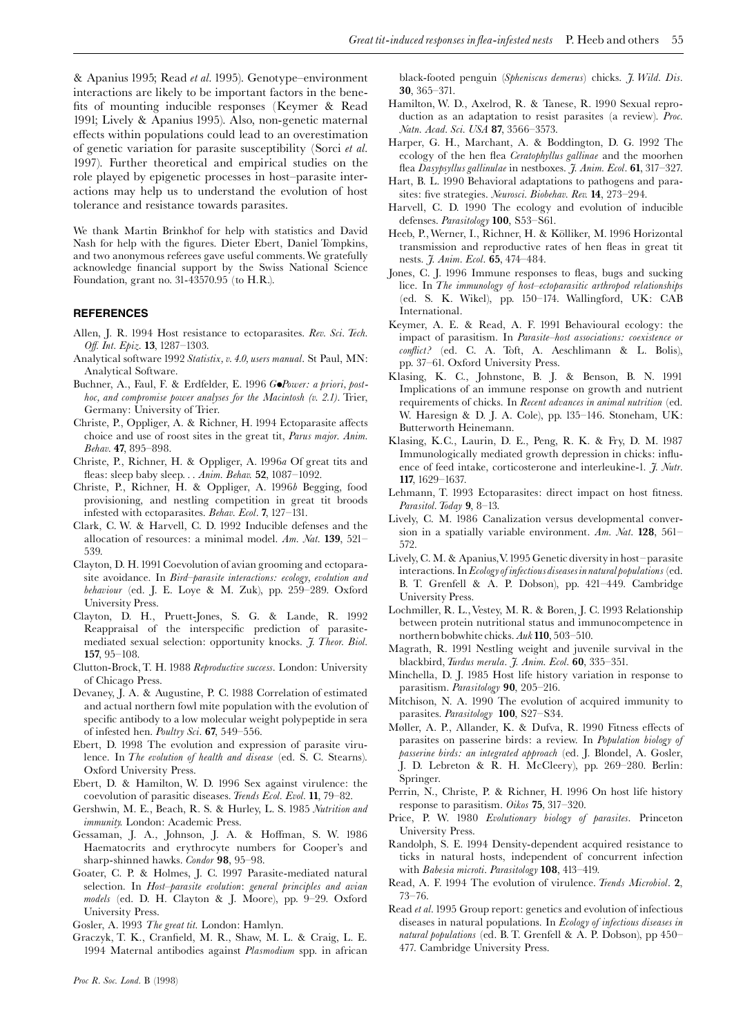& Apanius 1995; Read *et al*. 1995). Genotype–environment interactions are likely to be important factors in the benefits of mounting inducible responses (Keymer & Read 1991; Lively & Apanius 1995). Also, non-genetic maternal effects within populations could lead to an overestimation of genetic variation for parasite susceptibility (Sorci *et al*. 1997). Further theoretical and empirical studies on the role played by epigenetic processes in host–parasite interactions may help us to understand the evolution of host tolerance and resistance towards parasites.

We thank Martin Brinkhof for help with statistics and David Nash for help with the figures. Dieter Ebert, Daniel Tompkins, and two anonymous referees gave useful comments. We gratefully acknowledge financial support by the Swiss National Science Foundation, grant no. 31-43570.95 (to H.R.).

## REFERENCES

Allen, J. R. 1994 Host resistance to ectoparasites. *Rev. Sci. Tech. Off. Int. Epiz.* **13**, 1287–1303.

Analytical software 1992 *Statistix, v. 4.0, users manual*. St Paul, MN: Analytical Software.

Buchner, A., Faul, F. & Erdfelder, E. 1996 *G•Power: a priori, post-hoc, and compromise power analyses for the Macintosh (v. 2.1)*. Trier, Germany: University of Trier.

Christe, P., Oppliger, A. & Richner, H. 1994 Ectoparasite affects choice and use of roost sites in the great tit, *Parus major*. *Anim. Behav.* **47**, 895–898.

Christe, P., Richner, H. & Oppliger, A. 1996*a* Of great tits and fleas: sleep baby sleep... *Anim. Behav.* **52**, 1087–1092.

Christe, P., Richner, H. & Oppliger, A. 1996*b* Begging, food provisioning, and nestling competition in great tit broods infested with ectoparasites. *Behav. Ecol.* **7**, 127–131.

Clark, C. W. & Harvell, C. D. 1992 Inducible defenses and the allocation of resources: a minimal model. *Am. Nat.* **139**, 521–539.

Clayton, D. H. 1991 Coevolution of avian grooming and ectoparasite avoidance. In *Bird–parasite interactions: ecology, evolution and behaviour* (ed. J. E. Loye & M. Zuk), pp. 259–289. Oxford University Press.

Clayton, D. H., Pruett-Jones, S. G. & Lande, R. 1992 Reappraisal of the interspecific prediction of parasite-mediated sexual selection: opportunity knocks. *J. Theor. Biol.* **157**, 95–108.

Clutton-Brock, T. H. 1988 *Reproductive success*. London: University of Chicago Press.

Devaney, J. A. & Augustine, P. C. 1988 Correlation of estimated and actual northern fowl mite population with the evolution of specific antibody to a low molecular weight polypeptide in sera of infested hen. *Poultry Sci.* **67**, 549–556.

Ebert, D. 1998 The evolution and expression of parasite virulence. In *The evolution of health and disease* (ed. S. C. Stearns). Oxford University Press.

Ebert, D. & Hamilton, W. D. 1996 Sex against virulence: the coevolution of parasitic diseases. *Trends Ecol. Evol.* **11**, 79–82.

Gershwin, M. E., Beach, R. S. & Hurley, L. S. 1985 *Nutrition and immunity.* London: Academic Press.

Gessaman, J. A., Johnson, J. A. & Hoffman, S. W. 1986 Haematocrits and erythrocyte numbers for Cooper's and sharp-shinned hawks. *Condor* **98**, 95–98.

Goater, C. P. & Holmes, J. C. 1997 Parasite-mediated natural selection. In *Host–parasite evolution: general principles and avian models* (ed. D. H. Clayton & J. Moore), pp. 9–29. Oxford University Press.

Gosler, A. 1993 *The great tit.* London: Hamlyn.

Graczyk, T. K., Cranfield, M. R., Shaw, M. L. & Craig, L. E. 1994 Maternal antibodies against *Plasmodium* spp. in african black-footed penguin (*Spheniscus demerus*) chicks. *J. Wild. Dis.* **30**, 365–371.

Hamilton, W. D., Axelrod, R. & Tanese, R. 1990 Sexual reproduction as an adaptation to resist parasites (a review). *Proc. Natn. Acad. Sci. USA* **87**, 3566–3573.

Harper, G. H., Marchant, A. & Boddington, D. G. 1992 The ecology of the hen flea *Ceratophyllus gallinae* and the moorhen flea *Dasypsyllus gallinulae* in nestboxes. *J. Anim. Ecol.* **61**, 317–327.

Hart, B. L. 1990 Behavioral adaptations to pathogens and parasites: five strategies. *Neurosci. Biobehav. Rev.* **14**, 273–294.

Harvell, C. D. 1990 The ecology and evolution of inducible defenses. *Parasitology* **100**, S53–S61.

Heeb, P., Werner, I., Richner, H. & Kölliker, M. 1996 Horizontal transmission and reproductive rates of hen fleas in great tit nests. *J. Anim. Ecol.* **65**, 474–484.

Jones, C. J. 1996 Immune responses to fleas, bugs and sucking lice. In *The immunology of host–ectoparasitic arthropod relationships* (ed. S. K. Wikel), pp. 150–174. Wallingford, UK: CAB International.

Keymer, A. E. & Read, A. F. 1991 Behavioural ecology: the impact of parasitism. In *Parasite–host associations: coexistence or conflict?* (ed. C. A. Toft, A. Aeschlimann & L. Bolis), pp. 37–61. Oxford University Press.

Klasing, K. C., Johnstone, B. J. & Benson, B. N. 1991 Implications of an immune response on growth and nutrient requirements of chicks. In *Recent advances in animal nutrition* (ed. W. Haresign & D. J. A. Cole), pp. 135–146. Stoneham, UK: Butterworth Heinemann.

Klasing, K.C., Laurin, D. E., Peng, R. K. & Fry, D. M. 1987 Immunologically mediated growth depression in chicks: influence of feed intake, corticosterone and interleukine-1. *J. Nutr.* **117**, 1629–1637.

Lehmann, T. 1993 Ectoparasites: direct impact on host fitness. *Parasitol. Today* **9**, 8–13.

Lively, C. M. 1986 Canalization versus developmental conversion in a spatially variable environment. *Am. Nat.* **128**, 561–572.

Lively, C. M. & Apanius, V. 1995 Genetic diversity in host–parasite interactions. In *Ecology of infectious diseases in natural populations* (ed. B. T. Grenfell & A. P. Dobson), pp. 421–449. Cambridge University Press.

Lochmiller, R. L., Vestey, M. R. & Boren, J. C. 1993 Relationship between protein nutritional status and immunocompetence in northern bobwhite chicks. *Auk* **110**, 503–510.

Magrath, R. 1991 Nestling weight and juvenile survival in the blackbird, *Turdus merula*. *J. Anim. Ecol.* **60**, 335–351.

Minchella, D. J. 1985 Host life history variation in response to parasitism. *Parasitology* **90**, 205–216.

Mitchison, N. A. 1990 The evolution of acquired immunity to parasites. *Parasitology* **100**, S27–S34.

Møller, A. P., Allander, K. & Dufva, R. 1990 Fitness effects of parasites on passerine birds: a review. In *Population biology of passerine birds: an integrated approach* (ed. J. Blondel, A. Gosler, J. D. Lebreton & R. H. McCleery), pp. 269–280. Berlin: Springer.

Perrin, N., Christe, P. & Richner, H. 1996 On host life history response to parasitism. *Oikos* **75**, 317–320.

Price, P. W. 1980 *Evolutionary biology of parasites*. Princeton University Press.

Randolph, S. E. 1994 Density-dependent acquired resistance to ticks in natural hosts, independent of concurrent infection with *Babesia microti*. *Parasitology* **108**, 413–419.

Read, A. F. 1994 The evolution of virulence. *Trends Microbiol.* **2**, 73–76.

Read *et al*. 1995 Group report: genetics and evolution of infectious diseases in natural populations. In *Ecology of infectious diseases in natural populations* (ed. B. T. Grenfell & A. P. Dobson), pp 450–477. Cambridge University Press.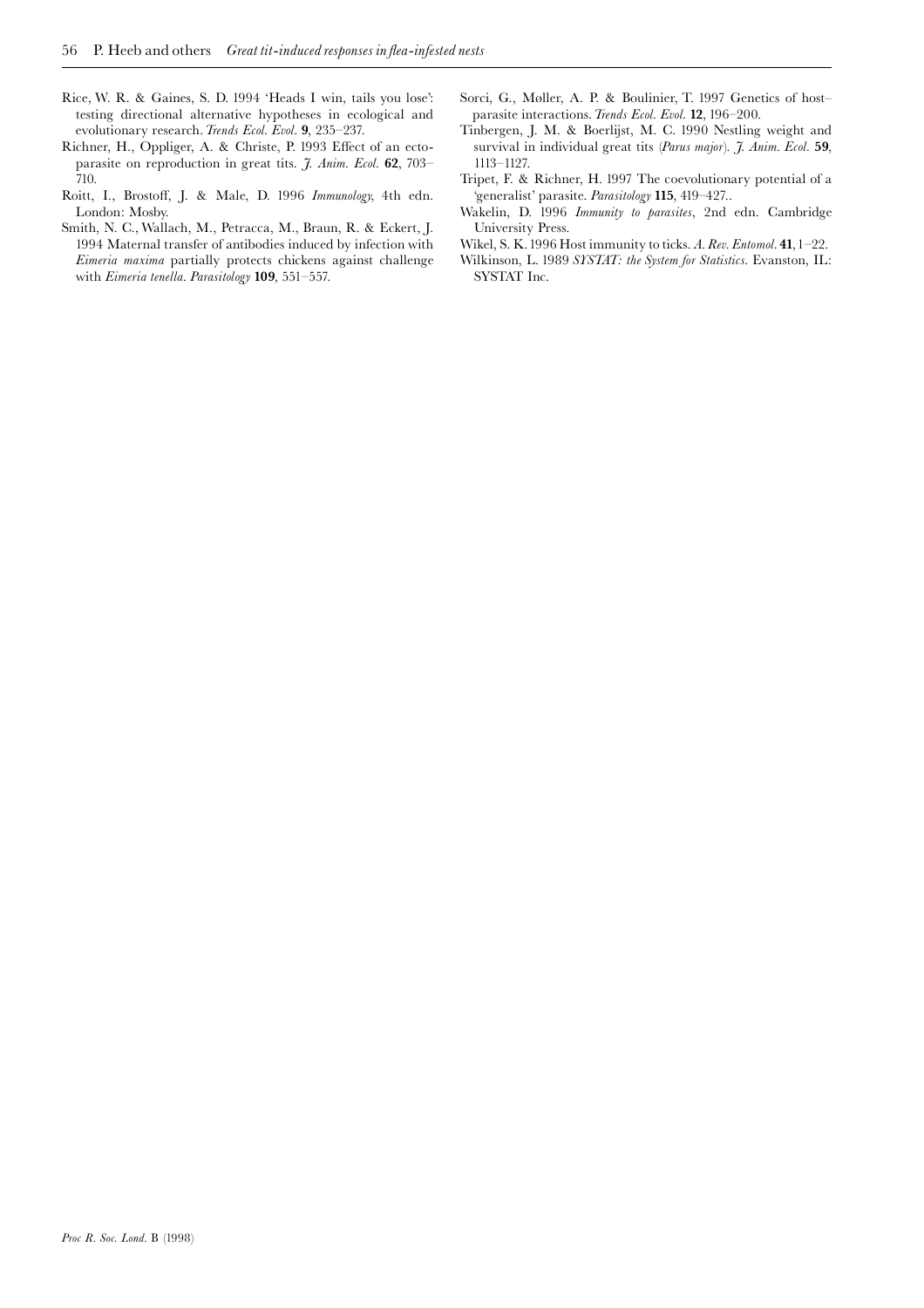Rice, W. R. & Gaines, S. D. 1994 'Heads I win, tails you lose': testing directional alternative hypotheses in ecological and evolutionary research. *Trends Ecol. Evol.* **9**, 235–237.

Richner, H., Oppliger, A. & Christe, P. 1993 Effect of an ectoparasite on reproduction in great tits. *J. Anim. Ecol.* **62**, 703–710.

Roitt, I., Brostoff, J. & Male, D. 1996 *Immunology*, 4th edn. London: Mosby.

Smith, N. C., Wallach, M., Petracca, M., Braun, R. & Eckert, J. 1994 Maternal transfer of antibodies induced by infection with *Eimeria maxima* partially protects chickens against challenge with *Eimeria tenella*. *Parasitology* **109**, 551–557.

Sorci, G., Møller, A. P. & Boulinier, T. 1997 Genetics of host–parasite interactions. *Trends Ecol. Evol.* **12**, 196–200.

Tinbergen, J. M. & Boerlijst, M. C. 1990 Nestling weight and survival in individual great tits (*Parus major*). *J. Anim. Ecol.* **59**, 1113–1127.

Tripet, F. & Richner, H. 1997 The coevolutionary potential of a 'generalist' parasite. *Parasitology* **115**, 419–427..

Wakelin, D. 1996 *Immunity to parasites*, 2nd edn. Cambridge University Press.

Wikel, S. K. 1996 Host immunity to ticks. *A. Rev. Entomol.* **41**, 1–22.

Wilkinson, L. 1989 *SYSTAT: the System for Statistics*. Evanston, IL: SYSTAT Inc.